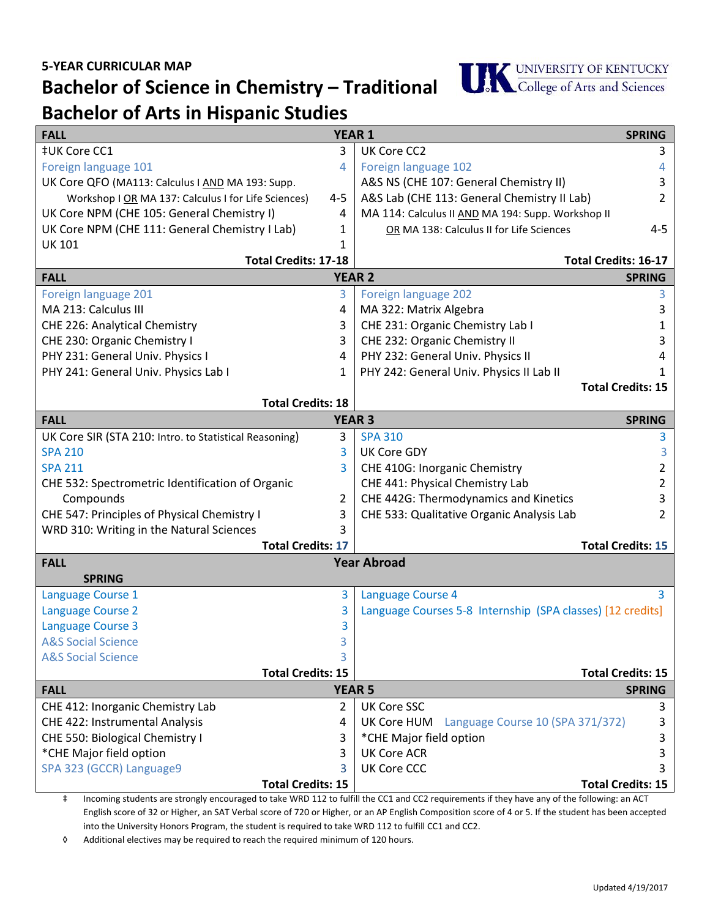**5-YEAR CURRICULAR MAP**

# Bachelor of Science in Chemistry – Traditional
# Bachelor of Arts in Hispanic Studies

UNIVERSITY OF KENTUCKY College of Arts and Sciences

| FALL | | SPRING | |
|---|---|---|---|
| **YEAR 1** | | | |
| ‡UK Core CC1 | 3 | UK Core CC2 | 3 |
| Foreign language 101 | 4 | Foreign language 102 | 4 |
| UK Core QFO (MA113: Calculus I AND MA 193: Supp. Workshop I OR MA 137: Calculus I for Life Sciences) | 4-5 | A&S NS (CHE 107: General Chemistry II) | 3 |
| UK Core NPM (CHE 105: General Chemistry I) | 4 | A&S Lab (CHE 113: General Chemistry II Lab) | 2 |
| UK Core NPM (CHE 111: General Chemistry I Lab) | 1 | MA 114: Calculus II AND MA 194: Supp. Workshop II OR MA 138: Calculus II for Life Sciences | 4-5 |
| UK 101 | 1 | | |
| **Total Credits: 17-18** | | **Total Credits: 16-17** | |
| **YEAR 2** | | | |
| Foreign language 201 | 3 | Foreign language 202 | 3 |
| MA 213: Calculus III | 4 | MA 322: Matrix Algebra | 3 |
| CHE 226: Analytical Chemistry | 3 | CHE 231: Organic Chemistry Lab I | 1 |
| CHE 230: Organic Chemistry I | 3 | CHE 232: Organic Chemistry II | 3 |
| PHY 231: General Univ. Physics I | 4 | PHY 232: General Univ. Physics II | 4 |
| PHY 241: General Univ. Physics Lab I | 1 | PHY 242: General Univ. Physics II Lab II | 1 |
| **Total Credits: 18** | | **Total Credits: 15** | |
| **YEAR 3** | | | |
| UK Core SIR (STA 210: Intro. to Statistical Reasoning) | 3 | SPA 310 | 3 |
| SPA 210 | 3 | UK Core GDY | 3 |
| SPA 211 | 3 | CHE 410G: Inorganic Chemistry | 2 |
| CHE 532: Spectrometric Identification of Organic Compounds | 2 | CHE 441: Physical Chemistry Lab | 2 |
| CHE 547: Principles of Physical Chemistry I | 3 | CHE 442G: Thermodynamics and Kinetics | 3 |
| WRD 310: Writing in the Natural Sciences | 3 | CHE 533: Qualitative Organic Analysis Lab | 2 |
| **Total Credits: 17** | | **Total Credits: 15** | |
| **Year Abroad** | | | |
| Language Course 1 | 3 | Language Course 4 | 3 |
| Language Course 2 | 3 | Language Courses 5-8 Internship (SPA classes) [12 credits] | |
| Language Course 3 | 3 | | |
| A&S Social Science | 3 | | |
| A&S Social Science | 3 | | |
| **Total Credits: 15** | | **Total Credits: 15** | |
| **YEAR 5** | | | |
| CHE 412: Inorganic Chemistry Lab | 2 | UK Core SSC | 3 |
| CHE 422: Instrumental Analysis | 4 | UK Core HUM Language Course 10 (SPA 371/372) | 3 |
| CHE 550: Biological Chemistry I | 3 | *CHE Major field option | 3 |
| *CHE Major field option | 3 | UK Core ACR | 3 |
| SPA 323 (GCCR) Language9 | 3 | UK Core CCC | 3 |
| **Total Credits: 15** | | **Total Credits: 15** | |

‡ Incoming students are strongly encouraged to take WRD 112 to fulfill the CC1 and CC2 requirements if they have any of the following: an ACT English score of 32 or Higher, an SAT Verbal score of 720 or Higher, or an AP English Composition score of 4 or 5. If the student has been accepted into the University Honors Program, the student is required to take WRD 112 to fulfill CC1 and CC2.

◊ Additional electives may be required to reach the required minimum of 120 hours.

Updated 4/19/2017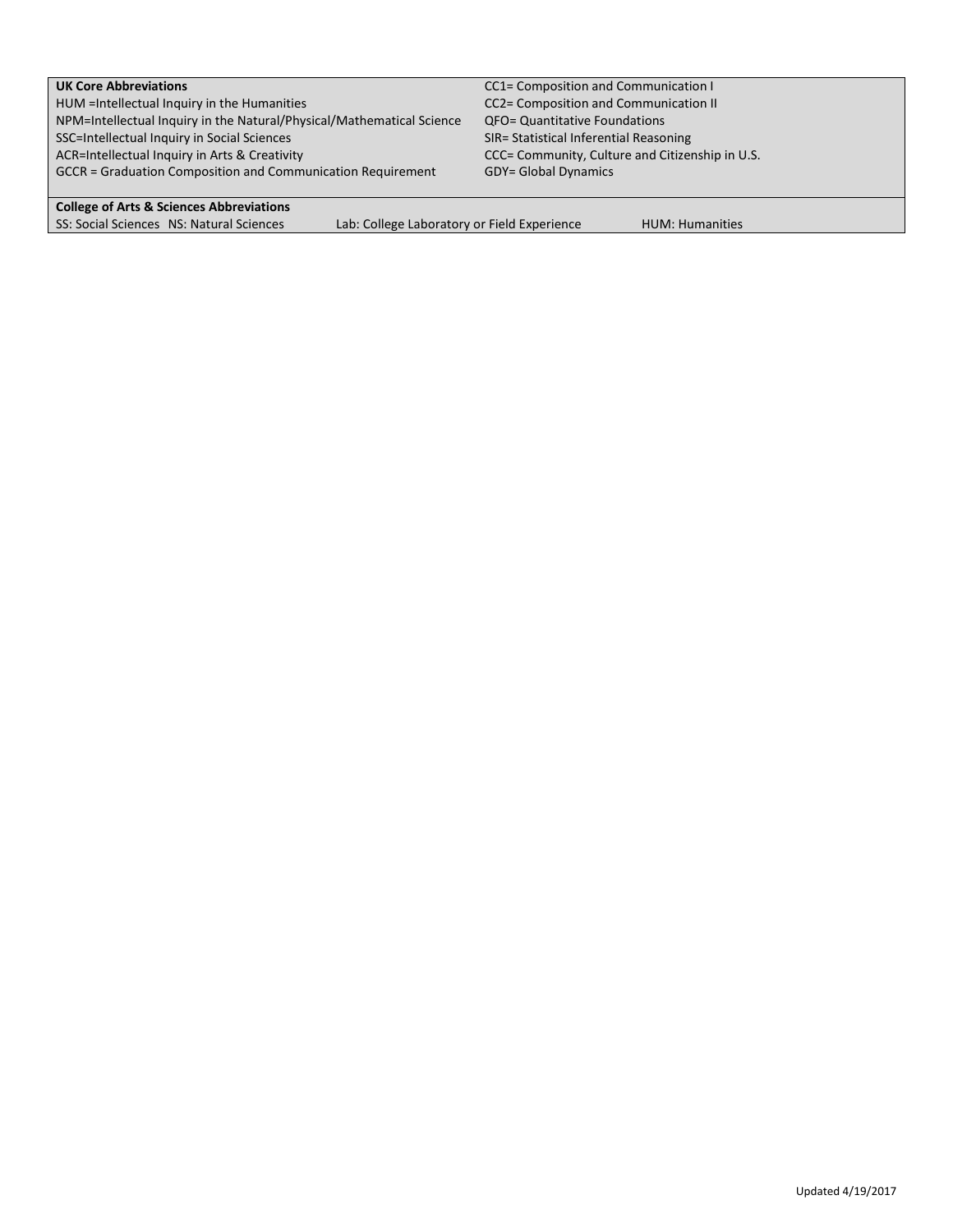**UK Core Abbreviations**

HUM =Intellectual Inquiry in the Humanities

NPM=Intellectual Inquiry in the Natural/Physical/Mathematical Science

SSC=Intellectual Inquiry in Social Sciences

ACR=Intellectual Inquiry in Arts & Creativity

GCCR = Graduation Composition and Communication Requirement

CC1= Composition and Communication I

CC2= Composition and Communication II

QFO= Quantitative Foundations

SIR= Statistical Inferential Reasoning

CCC= Community, Culture and Citizenship in U.S.

GDY= Global Dynamics

**College of Arts & Sciences Abbreviations**

SS: Social Sciences  NS: Natural Sciences  Lab: College Laboratory or Field Experience  HUM: Humanities

Updated 4/19/2017